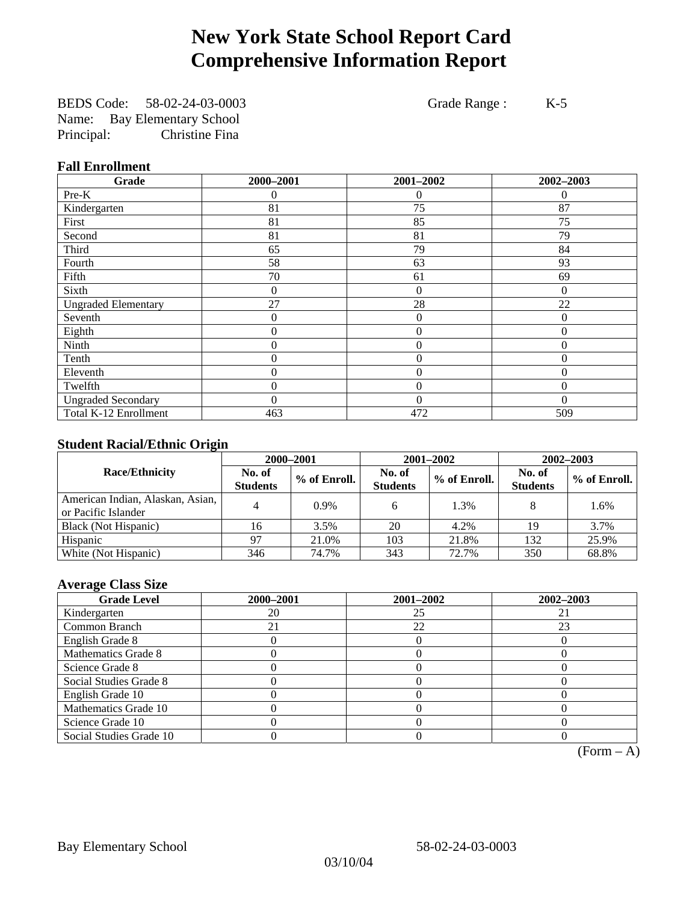# New York State School Report Card
# Comprehensive Information Report

BEDS Code: 58-02-24-03-0003 Grade Range : K-5
Name: Bay Elementary School
Principal: Christine Fina

### Fall Enrollment

| Grade | 2000–2001 | 2001–2002 | 2002–2003 |
|---|---|---|---|
| Pre-K | 0 | 0 | 0 |
| Kindergarten | 81 | 75 | 87 |
| First | 81 | 85 | 75 |
| Second | 81 | 81 | 79 |
| Third | 65 | 79 | 84 |
| Fourth | 58 | 63 | 93 |
| Fifth | 70 | 61 | 69 |
| Sixth | 0 | 0 | 0 |
| Ungraded Elementary | 27 | 28 | 22 |
| Seventh | 0 | 0 | 0 |
| Eighth | 0 | 0 | 0 |
| Ninth | 0 | 0 | 0 |
| Tenth | 0 | 0 | 0 |
| Eleventh | 0 | 0 | 0 |
| Twelfth | 0 | 0 | 0 |
| Ungraded Secondary | 0 | 0 | 0 |
| Total K-12 Enrollment | 463 | 472 | 509 |

### Student Racial/Ethnic Origin

| Race/Ethnicity | 2000–2001 | | 2001–2002 | | 2002–2003 | |
|---|---|---|---|---|---|---|
| | No. of Students | % of Enroll. | No. of Students | % of Enroll. | No. of Students | % of Enroll. |
| American Indian, Alaskan, Asian, or Pacific Islander | 4 | 0.9% | 6 | 1.3% | 8 | 1.6% |
| Black (Not Hispanic) | 16 | 3.5% | 20 | 4.2% | 19 | 3.7% |
| Hispanic | 97 | 21.0% | 103 | 21.8% | 132 | 25.9% |
| White (Not Hispanic) | 346 | 74.7% | 343 | 72.7% | 350 | 68.8% |

### Average Class Size

| Grade Level | 2000–2001 | 2001–2002 | 2002–2003 |
|---|---|---|---|
| Kindergarten | 20 | 25 | 21 |
| Common Branch | 21 | 22 | 23 |
| English Grade 8 | 0 | 0 | 0 |
| Mathematics Grade 8 | 0 | 0 | 0 |
| Science Grade 8 | 0 | 0 | 0 |
| Social Studies Grade 8 | 0 | 0 | 0 |
| English Grade 10 | 0 | 0 | 0 |
| Mathematics Grade 10 | 0 | 0 | 0 |
| Science Grade 10 | 0 | 0 | 0 |
| Social Studies Grade 10 | 0 | 0 | 0 |

(Form – A)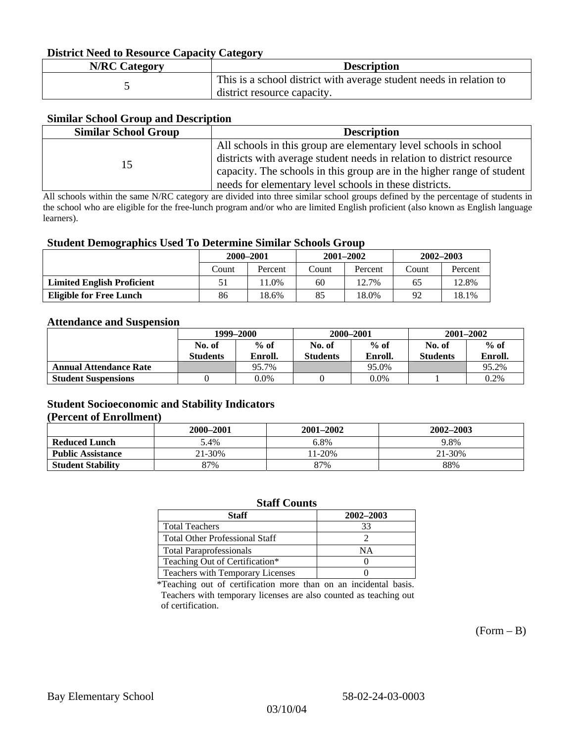### District Need to Resource Capacity Category

| N/RC Category | Description |
| --- | --- |
| 5 | This is a school district with average student needs in relation to district resource capacity. |

### Similar School Group and Description

| Similar School Group | Description |
| --- | --- |
| 15 | All schools in this group are elementary level schools in school districts with average student needs in relation to district resource capacity. The schools in this group are in the higher range of student needs for elementary level schools in these districts. |

All schools within the same N/RC category are divided into three similar school groups defined by the percentage of students in the school who are eligible for the free-lunch program and/or who are limited English proficient (also known as English language learners).

### Student Demographics Used To Determine Similar Schools Group

| | 2000–2001 | | 2001–2002 | | 2002–2003 | |
| --- | --- | --- | --- | --- | --- | --- |
| | Count | Percent | Count | Percent | Count | Percent |
| **Limited English Proficient** | 51 | 11.0% | 60 | 12.7% | 65 | 12.8% |
| **Eligible for Free Lunch** | 86 | 18.6% | 85 | 18.0% | 92 | 18.1% |

### Attendance and Suspension

| | 1999–2000 | | 2000–2001 | | 2001–2002 | |
| --- | --- | --- | --- | --- | --- | --- |
| | No. of Students | % of Enroll. | No. of Students | % of Enroll. | No. of Students | % of Enroll. |
| **Annual Attendance Rate** | | 95.7% | | 95.0% | | 95.2% |
| **Student Suspensions** | 0 | 0.0% | 0 | 0.0% | 1 | 0.2% |

### Student Socioeconomic and Stability Indicators
### (Percent of Enrollment)

| | 2000–2001 | 2001–2002 | 2002–2003 |
| --- | --- | --- | --- |
| **Reduced Lunch** | 5.4% | 6.8% | 9.8% |
| **Public Assistance** | 21-30% | 11-20% | 21-30% |
| **Student Stability** | 87% | 87% | 88% |

### Staff Counts

| Staff | 2002–2003 |
| --- | --- |
| Total Teachers | 33 |
| Total Other Professional Staff | 2 |
| Total Paraprofessionals | NA |
| Teaching Out of Certification* | 0 |
| Teachers with Temporary Licenses | 0 |

*Teaching out of certification more than on an incidental basis. Teachers with temporary licenses are also counted as teaching out of certification.

(Form – B)

Bay Elementary School 58-02-24-03-0003

03/10/04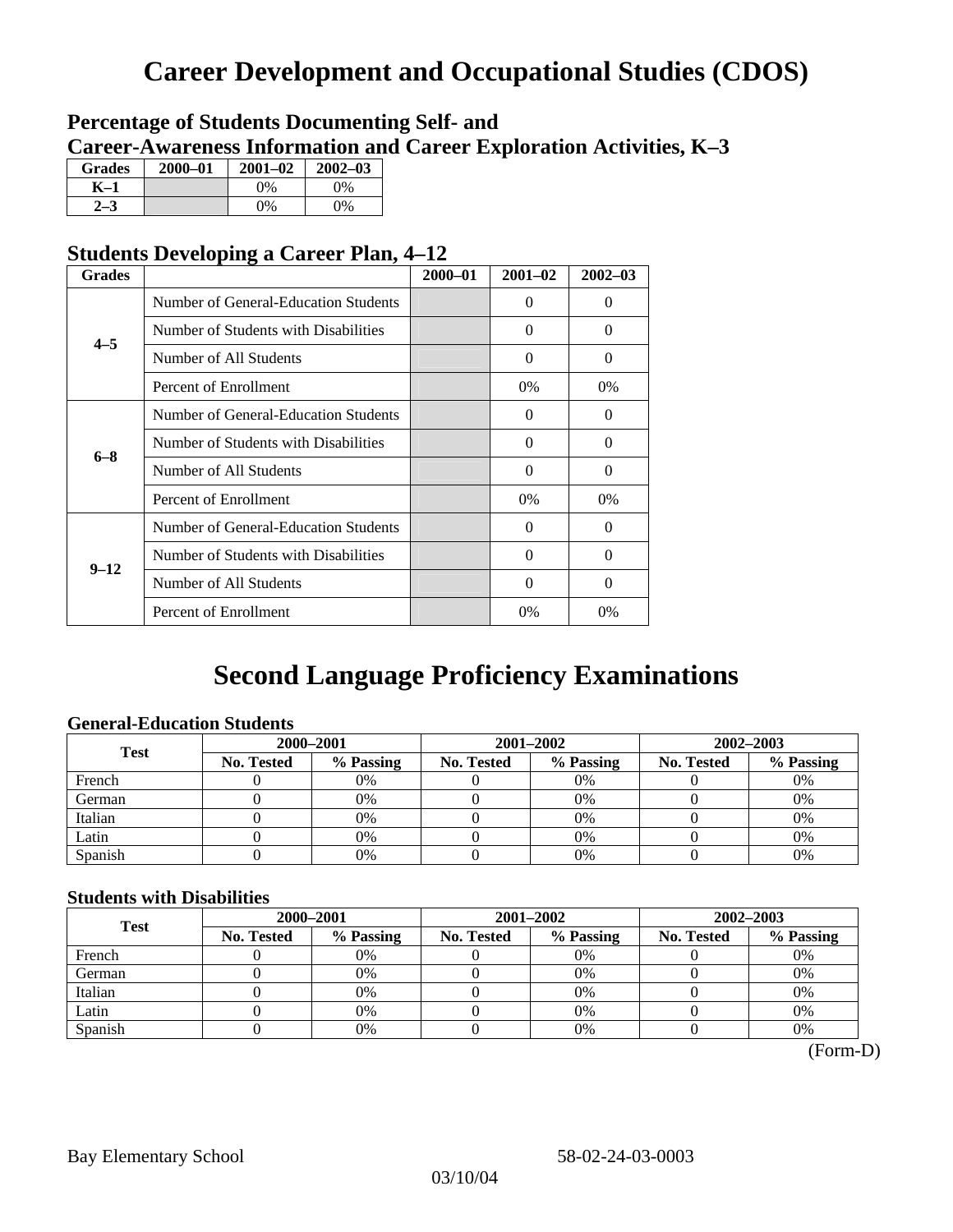# Career Development and Occupational Studies (CDOS)

### Percentage of Students Documenting Self- and Career-Awareness Information and Career Exploration Activities, K–3

| Grades | 2000–01 | 2001–02 | 2002–03 |
|---|---|---|---|
| K–1 | | 0% | 0% |
| 2–3 | | 0% | 0% |

### Students Developing a Career Plan, 4–12

| Grades | | 2000–01 | 2001–02 | 2002–03 |
|---|---|---|---|---|
| 4–5 | Number of General-Education Students | | 0 | 0 |
| | Number of Students with Disabilities | | 0 | 0 |
| | Number of All Students | | 0 | 0 |
| | Percent of Enrollment | | 0% | 0% |
| 6–8 | Number of General-Education Students | | 0 | 0 |
| | Number of Students with Disabilities | | 0 | 0 |
| | Number of All Students | | 0 | 0 |
| | Percent of Enrollment | | 0% | 0% |
| 9–12 | Number of General-Education Students | | 0 | 0 |
| | Number of Students with Disabilities | | 0 | 0 |
| | Number of All Students | | 0 | 0 |
| | Percent of Enrollment | | 0% | 0% |

# Second Language Proficiency Examinations

### General-Education Students

| Test | 2000–2001 | | 2001–2002 | | 2002–2003 | |
|---|---|---|---|---|---|---|
| | No. Tested | % Passing | No. Tested | % Passing | No. Tested | % Passing |
| French | 0 | 0% | 0 | 0% | 0 | 0% |
| German | 0 | 0% | 0 | 0% | 0 | 0% |
| Italian | 0 | 0% | 0 | 0% | 0 | 0% |
| Latin | 0 | 0% | 0 | 0% | 0 | 0% |
| Spanish | 0 | 0% | 0 | 0% | 0 | 0% |

### Students with Disabilities

| Test | 2000–2001 | | 2001–2002 | | 2002–2003 | |
|---|---|---|---|---|---|---|
| | No. Tested | % Passing | No. Tested | % Passing | No. Tested | % Passing |
| French | 0 | 0% | 0 | 0% | 0 | 0% |
| German | 0 | 0% | 0 | 0% | 0 | 0% |
| Italian | 0 | 0% | 0 | 0% | 0 | 0% |
| Latin | 0 | 0% | 0 | 0% | 0 | 0% |
| Spanish | 0 | 0% | 0 | 0% | 0 | 0% |

(Form-D)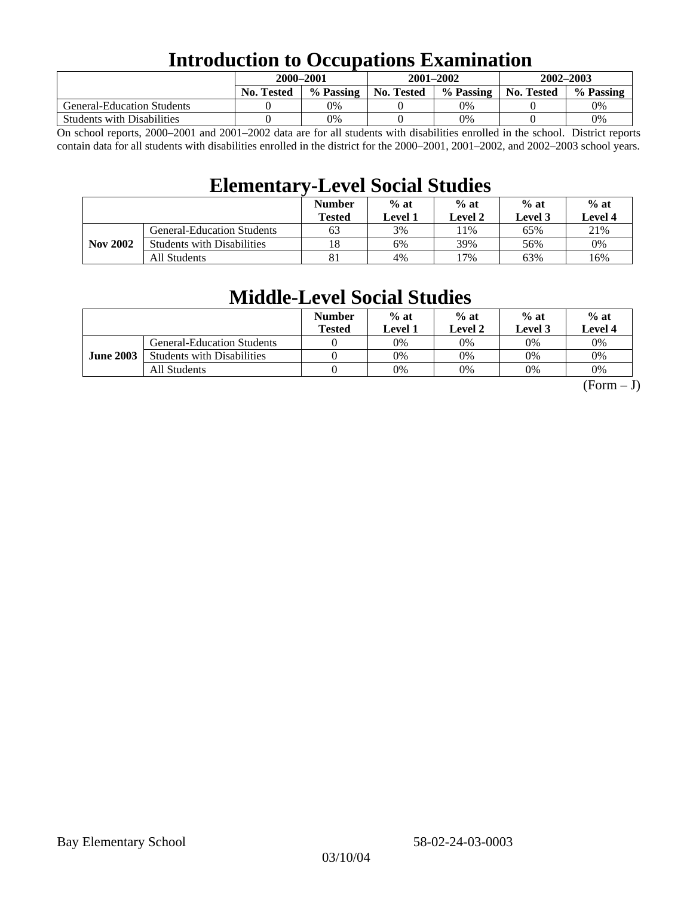# Introduction to Occupations Examination

| | 2000–2001 | | 2001–2002 | | 2002–2003 | |
|---|---|---|---|---|---|---|
| | No. Tested | % Passing | No. Tested | % Passing | No. Tested | % Passing |
| General-Education Students | 0 | 0% | 0 | 0% | 0 | 0% |
| Students with Disabilities | 0 | 0% | 0 | 0% | 0 | 0% |

On school reports, 2000–2001 and 2001–2002 data are for all students with disabilities enrolled in the school. District reports contain data for all students with disabilities enrolled in the district for the 2000–2001, 2001–2002, and 2002–2003 school years.

# Elementary-Level Social Studies

| | | Number Tested | % at Level 1 | % at Level 2 | % at Level 3 | % at Level 4 |
|---|---|---|---|---|---|---|
| Nov 2002 | General-Education Students | 63 | 3% | 11% | 65% | 21% |
| | Students with Disabilities | 18 | 6% | 39% | 56% | 0% |
| | All Students | 81 | 4% | 17% | 63% | 16% |

# Middle-Level Social Studies

| | | Number Tested | % at Level 1 | % at Level 2 | % at Level 3 | % at Level 4 |
|---|---|---|---|---|---|---|
| June 2003 | General-Education Students | 0 | 0% | 0% | 0% | 0% |
| | Students with Disabilities | 0 | 0% | 0% | 0% | 0% |
| | All Students | 0 | 0% | 0% | 0% | 0% |

(Form – J)

Bay Elementary School 58-02-24-03-0003

03/10/04